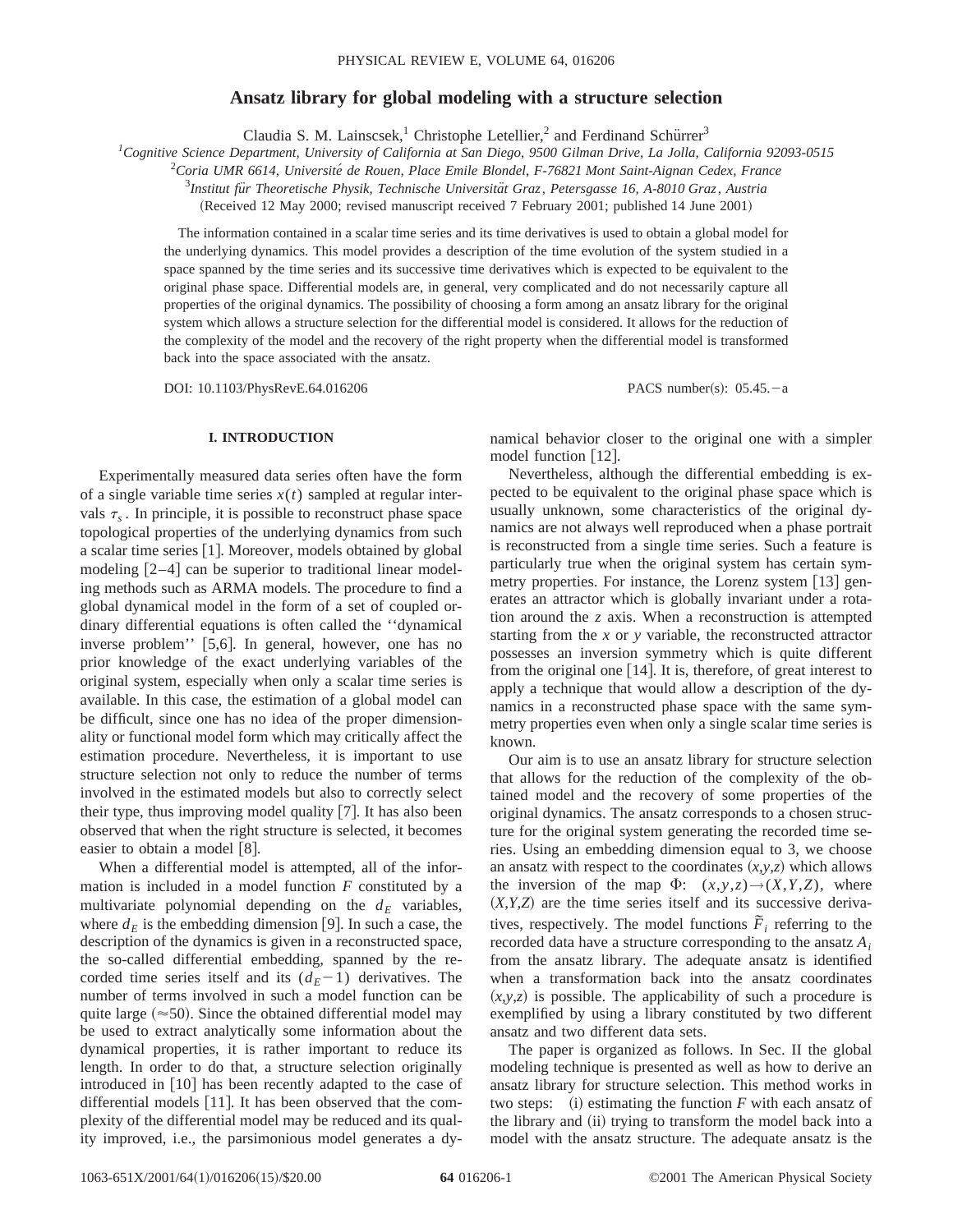# Ansatz library for global modeling with a structure selection

Claudia S. M. Lainscsek,[1] Christophe Letellier,[2] and Ferdinand Schürrer[3]

[1]Cognitive Science Department, University of California at San Diego, 9500 Gilman Drive, La Jolla, California 92093-0515

[2]Coria UMR 6614, Université de Rouen, Place Emile Blondel, F-76821 Mont Saint-Aignan Cedex, France

[3]Institut für Theoretische Physik, Technische Universität Graz, Petersgasse 16, A-8010 Graz, Austria

(Received 12 May 2000; revised manuscript received 7 February 2001; published 14 June 2001)

The information contained in a scalar time series and its time derivatives is used to obtain a global model for the underlying dynamics. This model provides a description of the time evolution of the system studied in a space spanned by the time series and its successive time derivatives which is expected to be equivalent to the original phase space. Differential models are, in general, very complicated and do not necessarily capture all properties of the original dynamics. The possibility of choosing a form among an ansatz library for the original system which allows a structure selection for the differential model is considered. It allows for the reduction of the complexity of the model and the recovery of the right property when the differential model is transformed back into the space associated with the ansatz.

DOI: 10.1103/PhysRevE.64.016206 PACS number(s): 05.45.−a

## I. INTRODUCTION

Experimentally measured data series often have the form of a single variable time series $x(t)$ sampled at regular intervals $\tau_s$. In principle, it is possible to reconstruct phase space topological properties of the underlying dynamics from such a scalar time series [1]. Moreover, models obtained by global modeling [2–4] can be superior to traditional linear modeling methods such as ARMA models. The procedure to find a global dynamical model in the form of a set of coupled ordinary differential equations is often called the "dynamical inverse problem" [5,6]. In general, however, one has no prior knowledge of the exact underlying variables of the original system, especially when only a scalar time series is available. In this case, the estimation of a global model can be difficult, since one has no idea of the proper dimensionality or functional model form which may critically affect the estimation procedure. Nevertheless, it is important to use structure selection not only to reduce the number of terms involved in the estimated models but also to correctly select their type, thus improving model quality [7]. It has also been observed that when the right structure is selected, it becomes easier to obtain a model [8].

When a differential model is attempted, all of the information is included in a model function $F$ constituted by a multivariate polynomial depending on the $d_E$ variables, where $d_E$ is the embedding dimension [9]. In such a case, the description of the dynamics is given in a reconstructed space, the so-called differential embedding, spanned by the recorded time series itself and its $(d_E-1)$ derivatives. The number of terms involved in such a model function can be quite large ($\approx$50). Since the obtained differential model may be used to extract analytically some information about the dynamical properties, it is rather important to reduce its length. In order to do that, a structure selection originally introduced in [10] has been recently adapted to the case of differential models [11]. It has been observed that the complexity of the differential model may be reduced and its quality improved, i.e., the parsimonious model generates a dynamical behavior closer to the original one with a simpler model function [12].

Nevertheless, although the differential embedding is expected to be equivalent to the original phase space which is usually unknown, some characteristics of the original dynamics are not always well reproduced when a phase portrait is reconstructed from a single time series. Such a feature is particularly true when the original system has certain symmetry properties. For instance, the Lorenz system [13] generates an attractor which is globally invariant under a rotation around the $z$ axis. When a reconstruction is attempted starting from the $x$ or $y$ variable, the reconstructed attractor possesses an inversion symmetry which is quite different from the original one [14]. It is, therefore, of great interest to apply a technique that would allow a description of the dynamics in a reconstructed phase space with the same symmetry properties even when only a single scalar time series is known.

Our aim is to use an ansatz library for structure selection that allows for the reduction of the complexity of the obtained model and the recovery of some properties of the original dynamics. The ansatz corresponds to a chosen structure for the original system generating the recorded time series. Using an embedding dimension equal to 3, we choose an ansatz with respect to the coordinates $(x,y,z)$ which allows the inversion of the map $\Phi$: $(x,y,z)\rightarrow(X,Y,Z)$, where $(X,Y,Z)$ are the time series itself and its successive derivatives, respectively. The model functions $\tilde{F}_i$ referring to the recorded data have a structure corresponding to the ansatz $A_i$ from the ansatz library. The adequate ansatz is identified when a transformation back into the ansatz coordinates $(x,y,z)$ is possible. The applicability of such a procedure is exemplified by using a library constituted by two different ansatz and two different data sets.

The paper is organized as follows. In Sec. II the global modeling technique is presented as well as how to derive an ansatz library for structure selection. This method works in two steps: (i) estimating the function $F$ with each ansatz of the library and (ii) trying to transform the model back into a model with the ansatz structure. The adequate ansatz is the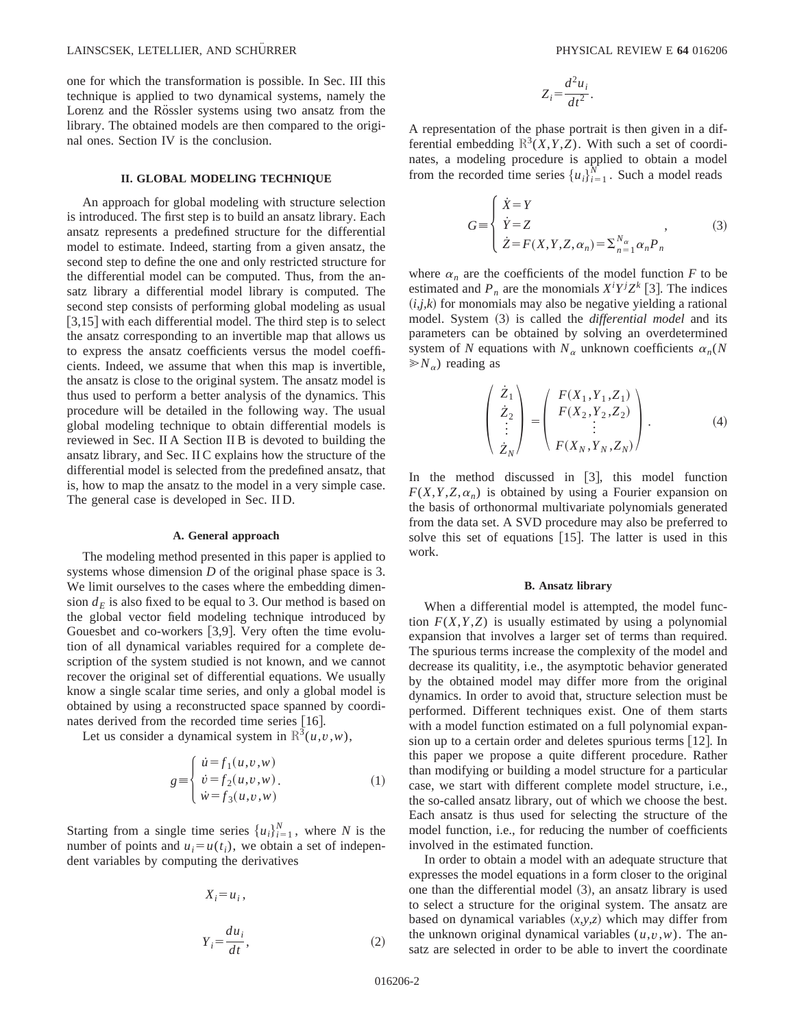one for which the transformation is possible. In Sec. III this technique is applied to two dynamical systems, namely the Lorenz and the Rössler systems using two ansatz from the library. The obtained models are then compared to the original ones. Section IV is the conclusion.

## II. GLOBAL MODELING TECHNIQUE

An approach for global modeling with structure selection is introduced. The first step is to build an ansatz library. Each ansatz represents a predefined structure for the differential model to estimate. Indeed, starting from a given ansatz, the second step to define the one and only restricted structure for the differential model can be computed. Thus, from the ansatz library a differential model library is computed. The second step consists of performing global modeling as usual [3,15] with each differential model. The third step is to select the ansatz corresponding to an invertible map that allows us to express the ansatz coefficients versus the model coefficients. Indeed, we assume that when this map is invertible, the ansatz is close to the original system. The ansatz model is thus used to perform a better analysis of the dynamics. This procedure will be detailed in the following way. The usual global modeling technique to obtain differential models is reviewed in Sec. II A Section II B is devoted to building the ansatz library, and Sec. II C explains how the structure of the differential model is selected from the predefined ansatz, that is, how to map the ansatz to the model in a very simple case. The general case is developed in Sec. II D.

### A. General approach

The modeling method presented in this paper is applied to systems whose dimension $D$ of the original phase space is 3. We limit ourselves to the cases where the embedding dimension $d_E$ is also fixed to be equal to 3. Our method is based on the global vector field modeling technique introduced by Gouesbet and co-workers [3,9]. Very often the time evolution of all dynamical variables required for a complete description of the system studied is not known, and we cannot recover the original set of differential equations. We usually know a single scalar time series, and only a global model is obtained by using a reconstructed space spanned by coordinates derived from the recorded time series [16].

Let us consider a dynamical system in $\mathbb{R}^3(u,v,w)$,

$$g \equiv \begin{cases} \dot{u} = f_1(u,v,w) \\ \dot{v} = f_2(u,v,w) \\ \dot{w} = f_3(u,v,w) \end{cases}. \tag{1}$$

Starting from a single time series $\{u_i\}_{i=1}^N$, where $N$ is the number of points and $u_i = u(t_i)$, we obtain a set of independent variables by computing the derivatives

$$X_i = u_i,$$

$$Y_i = \frac{du_i}{dt}, \tag{2}$$

$$Z_i = \frac{d^2 u_i}{dt^2}.$$

A representation of the phase portrait is then given in a differential embedding $\mathbb{R}^3(X,Y,Z)$. With such a set of coordinates, a modeling procedure is applied to obtain a model from the recorded time series $\{u_i\}_{i=1}^N$. Such a model reads

$$G \equiv \begin{cases} \dot{X} = Y \\ \dot{Y} = Z \\ \dot{Z} = F(X,Y,Z,\alpha_n) = \Sigma_{n=1}^{N_\alpha} \alpha_n P_n \end{cases}, \tag{3}$$

where $\alpha_n$ are the coefficients of the model function $F$ to be estimated and $P_n$ are the monomials $X^i Y^j Z^k$ [3]. The indices $(i,j,k)$ for monomials may also be negative yielding a rational model. System (3) is called the *differential model* and its parameters can be obtained by solving an overdetermined system of $N$ equations with $N_\alpha$ unknown coefficients $\alpha_n (N \gg N_\alpha)$ reading as

$$\begin{pmatrix} \dot{Z}_1 \\ \dot{Z}_2 \\ \vdots \\ \dot{Z}_N \end{pmatrix} = \begin{pmatrix} F(X_1,Y_1,Z_1) \\ F(X_2,Y_2,Z_2) \\ \vdots \\ F(X_N,Y_N,Z_N) \end{pmatrix}. \tag{4}$$

In the method discussed in [3], this model function $F(X,Y,Z,\alpha_n)$ is obtained by using a Fourier expansion on the basis of orthonormal multivariate polynomials generated from the data set. A SVD procedure may also be preferred to solve this set of equations [15]. The latter is used in this work.

### B. Ansatz library

When a differential model is attempted, the model function $F(X,Y,Z)$ is usually estimated by using a polynomial expansion that involves a larger set of terms than required. The spurious terms increase the complexity of the model and decrease its qualitity, i.e., the asymptotic behavior generated by the obtained model may differ more from the original dynamics. In order to avoid that, structure selection must be performed. Different techniques exist. One of them starts with a model function estimated on a full polynomial expansion up to a certain order and deletes spurious terms [12]. In this paper we propose a quite different procedure. Rather than modifying or building a model structure for a particular case, we start with different complete model structure, i.e., the so-called ansatz library, out of which we choose the best. Each ansatz is thus used for selecting the structure of the model function, i.e., for reducing the number of coefficients involved in the estimated function.

In order to obtain a model with an adequate structure that expresses the model equations in a form closer to the original one than the differential model (3), an ansatz library is used to select a structure for the original system. The ansatz are based on dynamical variables $(x,y,z)$ which may differ from the unknown original dynamical variables $(u,v,w)$. The ansatz are selected in order to be able to invert the coordinate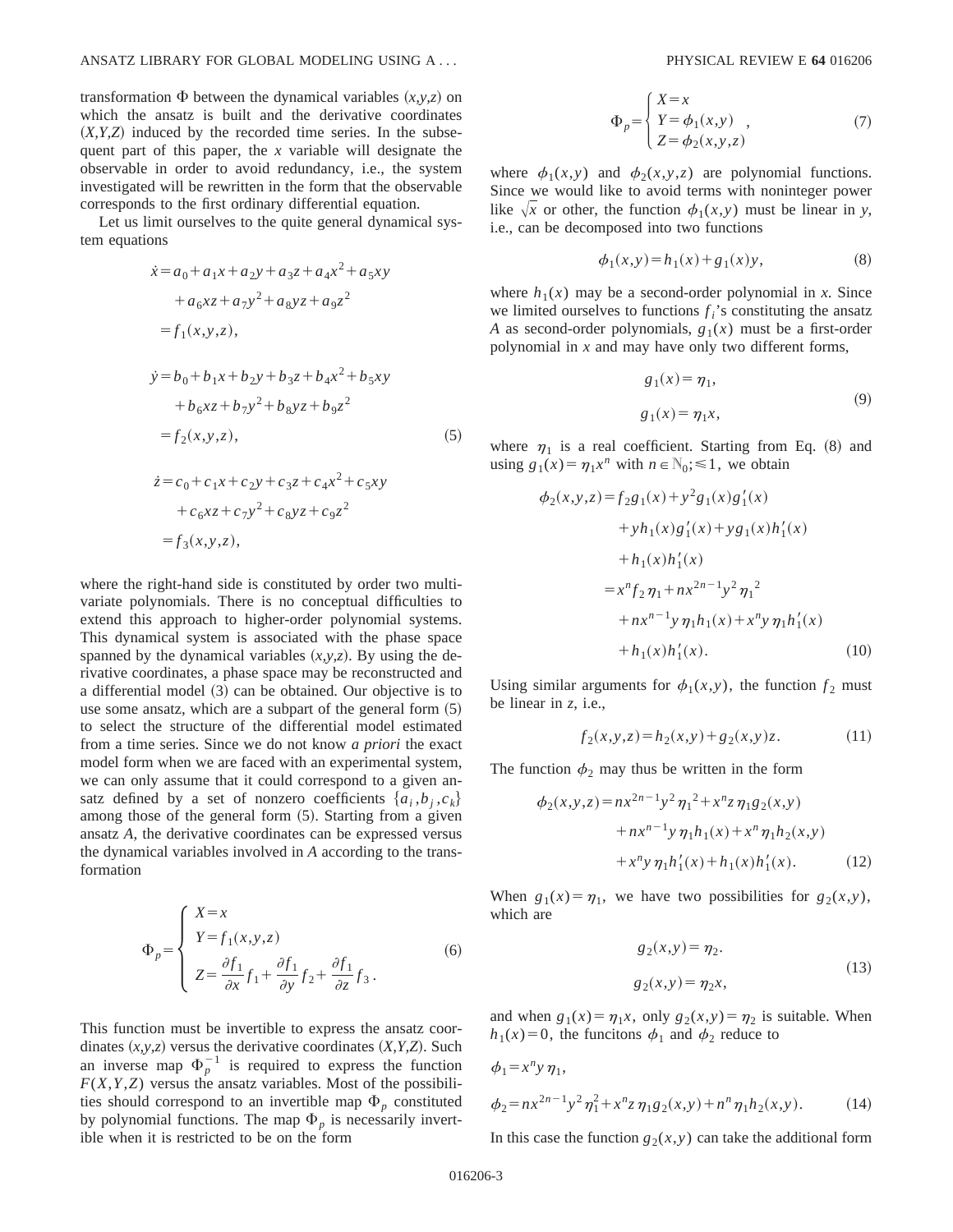transformation $\Phi$ between the dynamical variables $(x,y,z)$ on which the ansatz is built and the derivative coordinates $(X,Y,Z)$ induced by the recorded time series. In the subsequent part of this paper, the $x$ variable will designate the observable in order to avoid redundancy, i.e., the system investigated will be rewritten in the form that the observable corresponds to the first ordinary differential equation.

Let us limit ourselves to the quite general dynamical system equations

$$
\begin{aligned}
\dot{x} &= a_0 + a_1 x + a_2 y + a_3 z + a_4 x^2 + a_5 xy \\
&\quad + a_6 xz + a_7 y^2 + a_8 yz + a_9 z^2 \\
&= f_1(x,y,z), \\
\dot{y} &= b_0 + b_1 x + b_2 y + b_3 z + b_4 x^2 + b_5 xy \\
&\quad + b_6 xz + b_7 y^2 + b_8 yz + b_9 z^2 \\
&= f_2(x,y,z), \\
\dot{z} &= c_0 + c_1 x + c_2 y + c_3 z + c_4 x^2 + c_5 xy \\
&\quad + c_6 xz + c_7 y^2 + c_8 yz + c_9 z^2 \\
&= f_3(x,y,z),
\end{aligned}
\tag{5}
$$

where the right-hand side is constituted by order two multivariate polynomials. There is no conceptual difficulties to extend this approach to higher-order polynomial systems. This dynamical system is associated with the phase space spanned by the dynamical variables $(x,y,z)$. By using the derivative coordinates, a phase space may be reconstructed and a differential model (3) can be obtained. Our objective is to use some ansatz, which are a subpart of the general form (5) to select the structure of the differential model estimated from a time series. Since we do not know *a priori* the exact model form when we are faced with an experimental system, we can only assume that it could correspond to a given ansatz defined by a set of nonzero coefficients $\{a_i, b_j, c_k\}$ among those of the general form (5). Starting from a given ansatz $A$, the derivative coordinates can be expressed versus the dynamical variables involved in $A$ according to the transformation

$$
\Phi_p = \begin{cases} X = x \\ Y = f_1(x,y,z) \\ Z = \dfrac{\partial f_1}{\partial x} f_1 + \dfrac{\partial f_1}{\partial y} f_2 + \dfrac{\partial f_1}{\partial z} f_3 . \end{cases}
\tag{6}
$$

This function must be invertible to express the ansatz coordinates $(x,y,z)$ versus the derivative coordinates $(X,Y,Z)$. Such an inverse map $\Phi_p^{-1}$ is required to express the function $F(X,Y,Z)$ versus the ansatz variables. Most of the possibilities should correspond to an invertible map $\Phi_p$ constituted by polynomial functions. The map $\Phi_p$ is necessarily invertible when it is restricted to be on the form

$$
\Phi_p = \begin{cases} X = x \\ Y = \phi_1(x,y) \\ Z = \phi_2(x,y,z) \end{cases},
\tag{7}
$$

where $\phi_1(x,y)$ and $\phi_2(x,y,z)$ are polynomial functions. Since we would like to avoid terms with noninteger power like $\sqrt{x}$ or other, the function $\phi_1(x,y)$ must be linear in $y$, i.e., can be decomposed into two functions

$$
\phi_1(x,y) = h_1(x) + g_1(x) y,
\tag{8}
$$

where $h_1(x)$ may be a second-order polynomial in $x$. Since we limited ourselves to functions $f_i$'s constituting the ansatz $A$ as second-order polynomials, $g_1(x)$ must be a first-order polynomial in $x$ and may have only two different forms,

$$
\begin{aligned}
g_1(x) &= \eta_1, \\
g_1(x) &= \eta_1 x,
\end{aligned}
\tag{9}
$$

where $\eta_1$ is a real coefficient. Starting from Eq. (8) and using $g_1(x) = \eta_1 x^n$ with $n \in \mathbb{N}_0; \leq 1$, we obtain

$$
\begin{aligned}
\phi_2(x,y,z) &= f_2 g_1(x) + y^2 g_1(x) g_1'(x) \\
&\quad + y h_1(x) g_1'(x) + y g_1(x) h_1'(x) \\
&\quad + h_1(x) h_1'(x) \\
&= x^n f_2 \eta_1 + n x^{2n-1} y^2 \eta_1{}^2 \\
&\quad + n x^{n-1} y \eta_1 h_1(x) + x^n y \eta_1 h_1'(x) \\
&\quad + h_1(x) h_1'(x).
\end{aligned}
\tag{10}
$$

Using similar arguments for $\phi_1(x,y)$, the function $f_2$ must be linear in $z$, i.e.,

$$
f_2(x,y,z) = h_2(x,y) + g_2(x,y) z.
\tag{11}
$$

The function $\phi_2$ may thus be written in the form

$$
\begin{aligned}
\phi_2(x,y,z) &= n x^{2n-1} y^2 \eta_1{}^2 + x^n z \eta_1 g_2(x,y) \\
&\quad + n x^{n-1} y \eta_1 h_1(x) + x^n \eta_1 h_2(x,y) \\
&\quad + x^n y \eta_1 h_1'(x) + h_1(x) h_1'(x).
\end{aligned}
\tag{12}
$$

When $g_1(x) = \eta_1$, we have two possibilities for $g_2(x,y)$, which are

$$
\begin{aligned}
g_2(x,y) &= \eta_2 . \\
g_2(x,y) &= \eta_2 x,
\end{aligned}
\tag{13}
$$

and when $g_1(x) = \eta_1 x$, only $g_2(x,y) = \eta_2$ is suitable. When $h_1(x) = 0$, the funcitons $\phi_1$ and $\phi_2$ reduce to

$$
\begin{aligned}
\phi_1 &= x^n y \eta_1, \\
\phi_2 &= n x^{2n-1} y^2 \eta_1^2 + x^n z \eta_1 g_2(x,y) + n^n \eta_1 h_2(x,y).
\end{aligned}
\tag{14}
$$

In this case the function $g_2(x,y)$ can take the additional form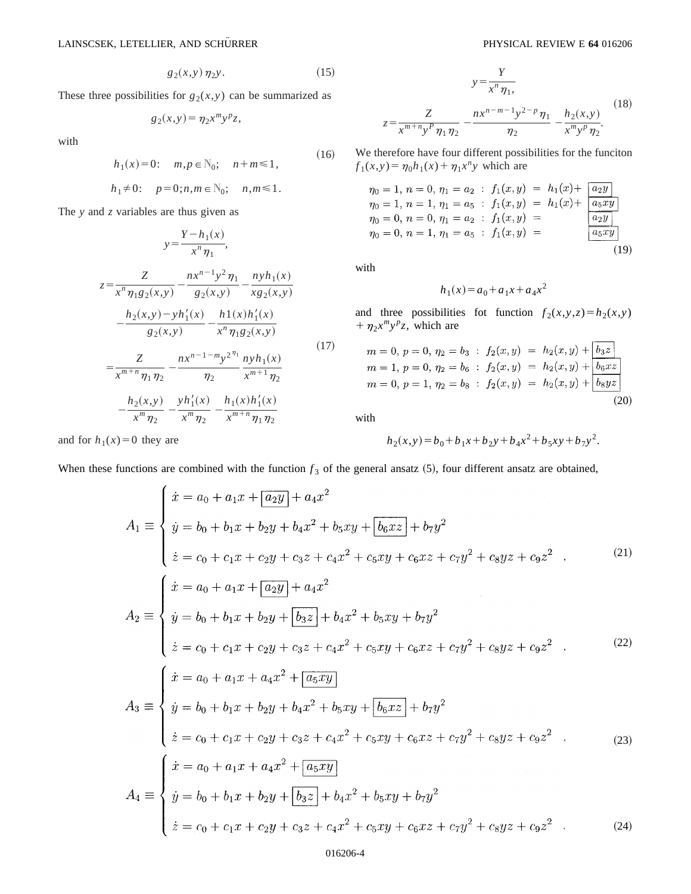$$g_2(x,y)\,\eta_2 y. \tag{15}$$

These three possibilities for $g_2(x,y)$ can be summarized as

$$g_2(x,y)=\eta_2 x^m y^p z,$$

with

$$\begin{aligned} h_1(x)=0: &\quad m,p\in\mathbb{N}_0; \quad n+m\leqslant 1,\\ h_1\neq 0: &\quad p=0; n,m\in\mathbb{N}_0; \quad n,m\leqslant 1. \end{aligned} \tag{16}$$

The $y$ and $z$ variables are thus given as

$$\begin{aligned} y&=\frac{Y-h_1(x)}{x^n\eta_1},\\ z&=\frac{Z}{x^n\eta_1 g_2(x,y)}-\frac{nx^{n-1}y^2\eta_1}{g_2(x,y)}-\frac{nyh_1(x)}{xg_2(x,y)}\\ &\quad-\frac{h_2(x,y)-yh_1'(x)}{g_2(x,y)}-\frac{h1(x)h_1'(x)}{x^n\eta_1 g_2(x,y)}\\ &=\frac{Z}{x^{m+n}\eta_1\eta_2}-\frac{nx^{n-1-m}y^{2\eta_1}}{\eta_2}\frac{nyh_1(x)}{x^{m+1}\eta_2}\\ &\quad-\frac{h_2(x,y)}{x^m\eta_2}-\frac{yh_1'(x)}{x^m\eta_2}-\frac{h_1(x)h_1'(x)}{x^{m+n}\eta_1\eta_2} \end{aligned} \tag{17}$$

and for $h_1(x)=0$ they are

$$\begin{aligned} y&=\frac{Y}{x^n\eta_1},\\ z&=\frac{Z}{x^{m+n}y^p\eta_1\eta_2}-\frac{nx^{n-m-1}y^{2-p}\eta_1}{\eta_2}-\frac{h_2(x,y)}{x^my^p\eta_2}. \end{aligned} \tag{18}$$

We therefore have four different possibilities for the funciton $f_1(x,y)=\eta_0 h_1(x)+\eta_1 x^n y$ which are

$$\begin{array}{llllll} \eta_0=1, & n=0, & \eta_1=a_2 & : & f_1(x,y) & = h_1(x)+\boxed{a_2y}\\ \eta_0=1, & n=1, & \eta_1=a_5 & : & f_1(x,y) & = h_1(x)+\boxed{a_5xy}\\ \eta_0=0, & n=0, & \eta_1=a_2 & : & f_1(x,y) & = \boxed{a_2y}\\ \eta_0=0, & n=1, & \eta_1=a_5 & : & f_1(x,y) & = \boxed{a_5xy} \end{array} \tag{19}$$

with

$$h_1(x)=a_0+a_1x+a_4x^2$$

and three possibilities fot function $f_2(x,y,z)=h_2(x,y)+\eta_2 x^m y^p z$, which are

$$\begin{array}{llllll} m=0, & p=0, & \eta_2=b_3 & : & f_2(x,y) & = h_2(x,y)+\boxed{b_3z}\\ m=1, & p=0, & \eta_2=b_6 & : & f_2(x,y) & = h_2(x,y)+\boxed{b_6xz}\\ m=0, & p=1, & \eta_2=b_8 & : & f_2(x,y) & = h_2(x,y)+\boxed{b_8yz} \end{array} \tag{20}$$

with

$$h_2(x,y)=b_0+b_1x+b_2y+b_4x^2+b_5xy+b_7y^2.$$

When these functions are combined with the function $f_3$ of the general ansatz (5), four different ansatz are obtained,

$$A_1\equiv\begin{cases} \dot{x}=a_0+a_1x+\boxed{a_2y}+a_4x^2\\ \dot{y}=b_0+b_1x+b_2y+b_4x^2+b_5xy+\boxed{b_6xz}+b_7y^2\\ \dot{z}=c_0+c_1x+c_2y+c_3z+c_4x^2+c_5xy+c_6xz+c_7y^2+c_8yz+c_9z^2 \end{cases}, \tag{21}$$

$$A_2\equiv\begin{cases} \dot{x}=a_0+a_1x+\boxed{a_2y}+a_4x^2\\ \dot{y}=b_0+b_1x+b_2y+\boxed{b_3z}+b_4x^2+b_5xy+b_7y^2\\ \dot{z}=c_0+c_1x+c_2y+c_3z+c_4x^2+c_5xy+c_6xz+c_7y^2+c_8yz+c_9z^2 \end{cases}, \tag{22}$$

$$A_3\equiv\begin{cases} \dot{x}=a_0+a_1x+a_4x^2+\boxed{a_5xy}\\ \dot{y}=b_0+b_1x+b_2y+b_4x^2+b_5xy+\boxed{b_6xz}+b_7y^2\\ \dot{z}=c_0+c_1x+c_2y+c_3z+c_4x^2+c_5xy+c_6xz+c_7y^2+c_8yz+c_9z^2 \end{cases}, \tag{23}$$

$$A_4\equiv\begin{cases} \dot{x}=a_0+a_1x+a_4x^2+\boxed{a_5xy}\\ \dot{y}=b_0+b_1x+b_2y+\boxed{b_3z}+b_4x^2+b_5xy+b_7y^2\\ \dot{z}=c_0+c_1x+c_2y+c_3z+c_4x^2+c_5xy+c_6xz+c_7y^2+c_8yz+c_9z^2 \end{cases}. \tag{24}$$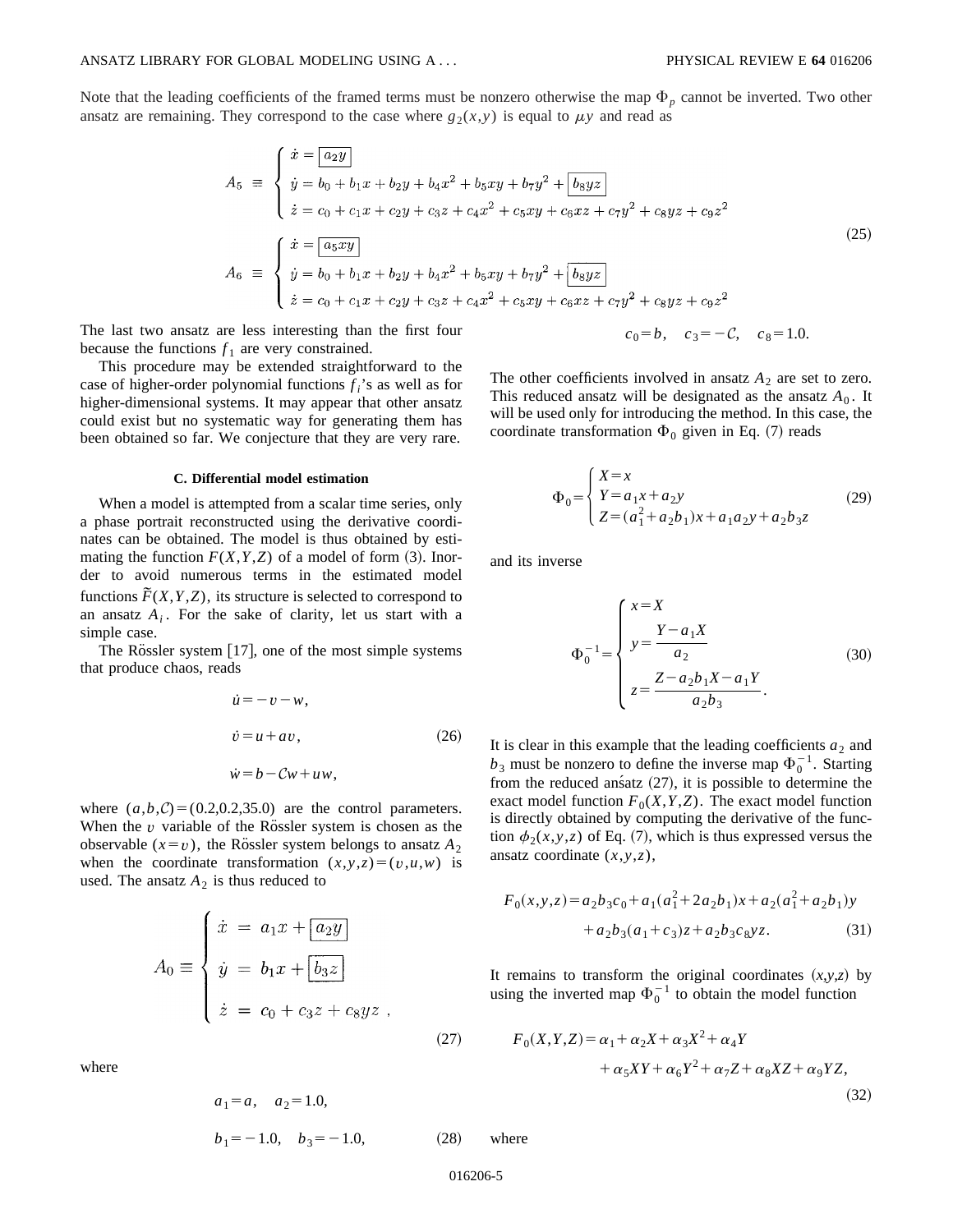Note that the leading coefficients of the framed terms must be nonzero otherwise the map $\Phi_p$ cannot be inverted. Two other ansatz are remaining. They correspond to the case where $g_2(x,y)$ is equal to $\mu y$ and read as

$$
A_5 \equiv \begin{cases} \dot{x} = \boxed{a_2 y} \\ \dot{y} = b_0 + b_1 x + b_2 y + b_4 x^2 + b_5 xy + b_7 y^2 + \boxed{b_8 yz} \\ \dot{z} = c_0 + c_1 x + c_2 y + c_3 z + c_4 x^2 + c_5 xy + c_6 xz + c_7 y^2 + c_8 yz + c_9 z^2 \end{cases}
$$

$$
A_6 \equiv \begin{cases} \dot{x} = \boxed{a_5 xy} \\ \dot{y} = b_0 + b_1 x + b_2 y + b_4 x^2 + b_5 xy + b_7 y^2 + \boxed{b_8 yz} \\ \dot{z} = c_0 + c_1 x + c_2 y + c_3 z + c_4 x^2 + c_5 xy + c_6 xz + c_7 y^2 + c_8 yz + c_9 z^2 \end{cases} \tag{25}
$$

The last two ansatz are less interesting than the first four because the functions $f_1$ are very constrained.

This procedure may be extended straightforward to the case of higher-order polynomial functions $f_i$'s as well as for higher-dimensional systems. It may appear that other ansatz could exist but no systematic way for generating them has been obtained so far. We conjecture that they are very rare.

### C. Differential model estimation

When a model is attempted from a scalar time series, only a phase portrait reconstructed using the derivative coordinates can be obtained. The model is thus obtained by estimating the function $F(X,Y,Z)$ of a model of form (3). Inorder to avoid numerous terms in the estimated model functions $\tilde{F}(X,Y,Z)$, its structure is selected to correspond to an ansatz $A_i$. For the sake of clarity, let us start with a simple case.

The Rössler system [17], one of the most simple systems that produce chaos, reads

$$
\begin{aligned}
\dot{u} &= -v - w, \\
\dot{v} &= u + av, \\
\dot{w} &= b - \mathcal{C}w + uw,
\end{aligned} \tag{26}
$$

where $(a,b,\mathcal{C}) = (0.2,0.2,35.0)$ are the control parameters. When the $v$ variable of the Rössler system is chosen as the observable ($x=v$), the Rössler system belongs to ansatz $A_2$ when the coordinate transformation $(x,y,z)=(v,u,w)$ is used. The ansatz $A_2$ is thus reduced to

$$
A_0 \equiv \begin{cases} \dot{x} = a_1 x + \boxed{a_2 y} \\ \dot{y} = b_1 x + \boxed{b_3 z} \\ \dot{z} = c_0 + c_3 z + c_8 yz \ , \end{cases} \tag{27}
$$

where

$$
\begin{aligned}
& a_1 = a, \quad a_2 = 1.0, \\
& b_1 = -1.0, \quad b_3 = -1.0, \\
& c_0 = b, \quad c_3 = -\mathcal{C}, \quad c_8 = 1.0.
\end{aligned} \tag{28}
$$

The other coefficients involved in ansatz $A_2$ are set to zero. This reduced ansatz will be designated as the ansatz $A_0$. It will be used only for introducing the method. In this case, the coordinate transformation $\Phi_0$ given in Eq. (7) reads

$$
\Phi_0 = \begin{cases} X = x \\ Y = a_1 x + a_2 y \\ Z = (a_1^2 + a_2 b_1)x + a_1 a_2 y + a_2 b_3 z \end{cases} \tag{29}
$$

and its inverse

$$
\Phi_0^{-1} = \begin{cases} x = X \\ y = \dfrac{Y - a_1 X}{a_2} \\ z = \dfrac{Z - a_2 b_1 X - a_1 Y}{a_2 b_3}. \end{cases} \tag{30}
$$

It is clear in this example that the leading coefficients $a_2$ and $b_3$ must be nonzero to define the inverse map $\Phi_0^{-1}$. Starting from the reduced ansatz (27), it is possible to determine the exact model function $F_0(X,Y,Z)$. The exact model function is directly obtained by computing the derivative of the function $\phi_2(x,y,z)$ of Eq. (7), which is thus expressed versus the ansatz coordinate $(x,y,z)$,

$$
\begin{aligned}
F_0(x,y,z) = {} & a_2 b_3 c_0 + a_1(a_1^2 + 2a_2 b_1)x + a_2(a_1^2 + a_2 b_1)y \\
& + a_2 b_3 (a_1 + c_3) z + a_2 b_3 c_8 yz.
\end{aligned} \tag{31}
$$

It remains to transform the original coordinates $(x,y,z)$ by using the inverted map $\Phi_0^{-1}$ to obtain the model function

$$
\begin{aligned}
F_0(X,Y,Z) = {} & \alpha_1 + \alpha_2 X + \alpha_3 X^2 + \alpha_4 Y \\
& + \alpha_5 XY + \alpha_6 Y^2 + \alpha_7 Z + \alpha_8 XZ + \alpha_9 YZ,
\end{aligned} \tag{32}
$$

where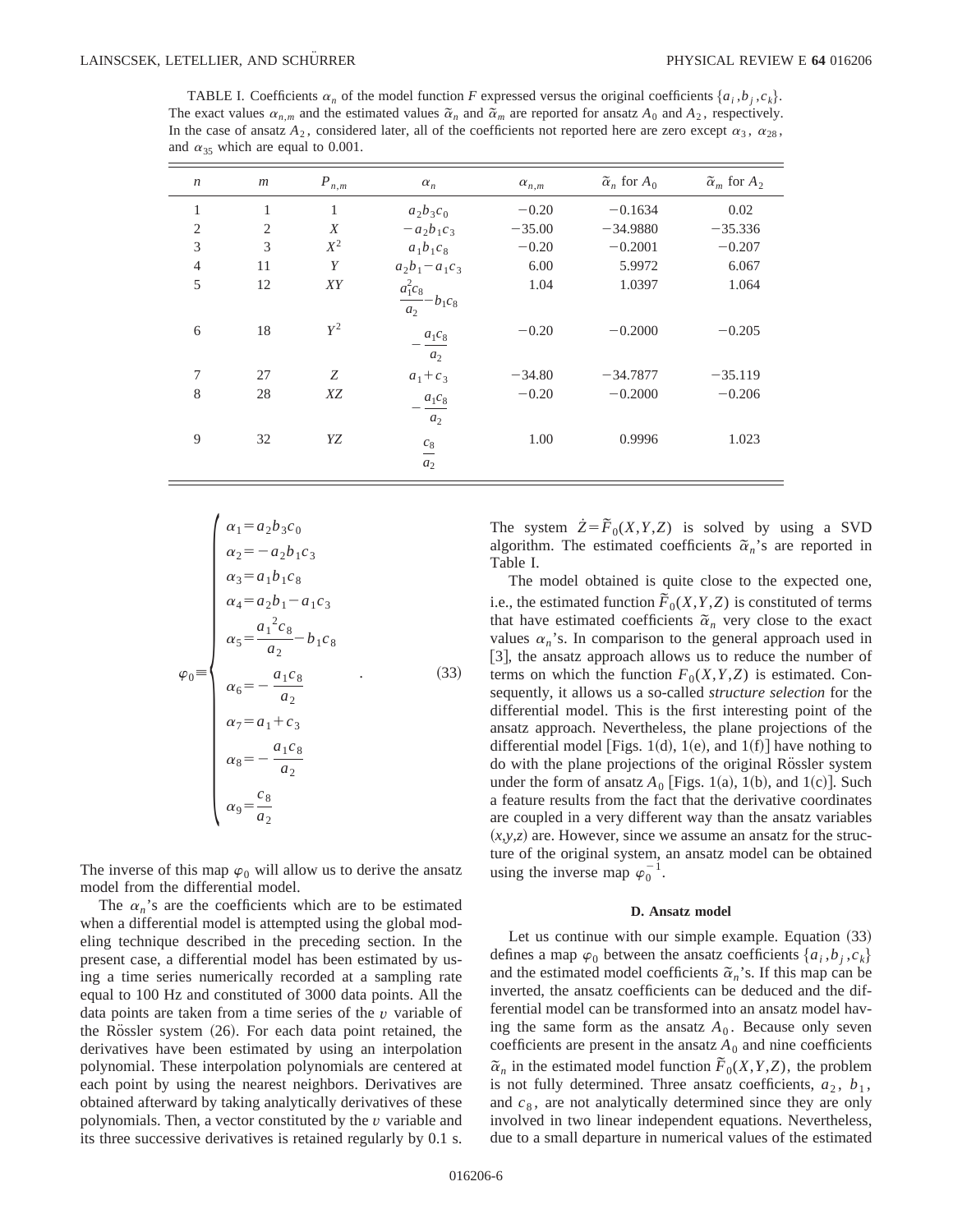TABLE I. Coefficients $\alpha_n$ of the model function $F$ expressed versus the original coefficients $\{a_i, b_j, c_k\}$. The exact values $\alpha_{n,m}$ and the estimated values $\tilde{\alpha}_n$ and $\tilde{\alpha}_m$ are reported for ansatz $A_0$ and $A_2$, respectively. In the case of ansatz $A_2$, considered later, all of the coefficients not reported here are zero except $\alpha_3$, $\alpha_{28}$, and $\alpha_{35}$ which are equal to 0.001.

| $n$ | $m$ | $P_{n,m}$ | $\alpha_n$ | $\alpha_{n,m}$ | $\tilde{\alpha}_n$ for $A_0$ | $\tilde{\alpha}_m$ for $A_2$ |
|---|---|---|---|---|---|---|
| 1 | 1 | 1 | $a_2 b_3 c_0$ | $-0.20$ | $-0.1634$ | 0.02 |
| 2 | 2 | $X$ | $-a_2 b_1 c_3$ | $-35.00$ | $-34.9880$ | $-35.336$ |
| 3 | 3 | $X^2$ | $a_1 b_1 c_8$ | $-0.20$ | $-0.2001$ | $-0.207$ |
| 4 | 11 | $Y$ | $a_2 b_1 - a_1 c_3$ | 6.00 | 5.9972 | 6.067 |
| 5 | 12 | $XY$ | $\frac{a_1^2 c_8}{a_2} - b_1 c_8$ | 1.04 | 1.0397 | 1.064 |
| 6 | 18 | $Y^2$ | $-\frac{a_1 c_8}{a_2}$ | $-0.20$ | $-0.2000$ | $-0.205$ |
| 7 | 27 | $Z$ | $a_1 + c_3$ | $-34.80$ | $-34.7877$ | $-35.119$ |
| 8 | 28 | $XZ$ | $-\frac{a_1 c_8}{a_2}$ | $-0.20$ | $-0.2000$ | $-0.206$ |
| 9 | 32 | $YZ$ | $\frac{c_8}{a_2}$ | 1.00 | 0.9996 | 1.023 |

$$
\varphi_0 \equiv \begin{cases}
\alpha_1 = a_2 b_3 c_0 \\
\alpha_2 = -a_2 b_1 c_3 \\
\alpha_3 = a_1 b_1 c_8 \\
\alpha_4 = a_2 b_1 - a_1 c_3 \\
\alpha_5 = \dfrac{a_1{}^2 c_8}{a_2} - b_1 c_8 \\
\alpha_6 = -\dfrac{a_1 c_8}{a_2} \\
\alpha_7 = a_1 + c_3 \\
\alpha_8 = -\dfrac{a_1 c_8}{a_2} \\
\alpha_9 = \dfrac{c_8}{a_2}
\end{cases} . \tag{33}
$$

The inverse of this map $\varphi_0$ will allow us to derive the ansatz model from the differential model.

The $\alpha_n$'s are the coefficients which are to be estimated when a differential model is attempted using the global modeling technique described in the preceding section. In the present case, a differential model has been estimated by using a time series numerically recorded at a sampling rate equal to 100 Hz and constituted of 3000 data points. All the data points are taken from a time series of the $v$ variable of the Rössler system (26). For each data point retained, the derivatives have been estimated by using an interpolation polynomial. These interpolation polynomials are centered at each point by using the nearest neighbors. Derivatives are obtained afterward by taking analytically derivatives of these polynomials. Then, a vector constituted by the $v$ variable and its three successive derivatives is retained regularly by 0.1 s. The system $\dot{Z} = \tilde{F}_0(X,Y,Z)$ is solved by using a SVD algorithm. The estimated coefficients $\tilde{\alpha}_n$'s are reported in Table I.

The model obtained is quite close to the expected one, i.e., the estimated function $\tilde{F}_0(X,Y,Z)$ is constituted of terms that have estimated coefficients $\tilde{\alpha}_n$ very close to the exact values $\alpha_n$'s. In comparison to the general approach used in [3], the ansatz approach allows us to reduce the number of terms on which the function $F_0(X,Y,Z)$ is estimated. Consequently, it allows us a so-called *structure selection* for the differential model. This is the first interesting point of the ansatz approach. Nevertheless, the plane projections of the differential model [Figs. 1(d), 1(e), and 1(f)] have nothing to do with the plane projections of the original Rössler system under the form of ansatz $A_0$ [Figs. 1(a), 1(b), and 1(c)]. Such a feature results from the fact that the derivative coordinates are coupled in a very different way than the ansatz variables $(x,y,z)$ are. However, since we assume an ansatz for the structure of the original system, an ansatz model can be obtained using the inverse map $\varphi_0^{-1}$.

#### D. Ansatz model

Let us continue with our simple example. Equation (33) defines a map $\varphi_0$ between the ansatz coefficients $\{a_i, b_j, c_k\}$ and the estimated model coefficients $\tilde{\alpha}_n$'s. If this map can be inverted, the ansatz coefficients can be deduced and the differential model can be transformed into an ansatz model having the same form as the ansatz $A_0$. Because only seven coefficients are present in the ansatz $A_0$ and nine coefficients $\tilde{\alpha}_n$ in the estimated model function $\tilde{F}_0(X,Y,Z)$, the problem is not fully determined. Three ansatz coefficients, $a_2$, $b_1$, and $c_8$, are not analytically determined since they are only involved in two linear independent equations. Nevertheless, due to a small departure in numerical values of the estimated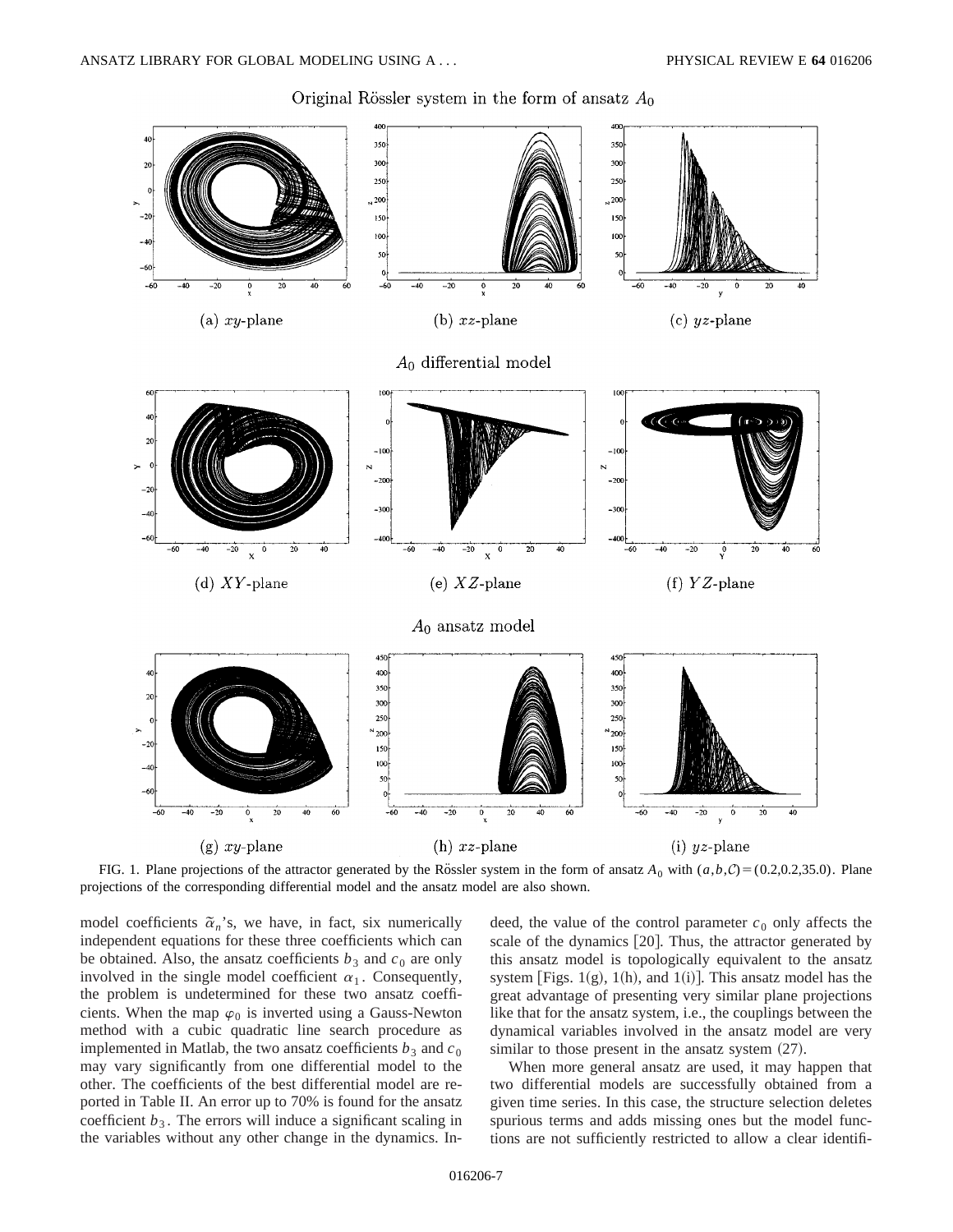Original Rössler system in the form of ansatz $A_0$

(a) $xy$-plane (b) $xz$-plane (c) $yz$-plane

$A_0$ differential model

(d) $XY$-plane (e) $XZ$-plane (f) $YZ$-plane

$A_0$ ansatz model

(g) $xy$-plane (h) $xz$-plane (i) $yz$-plane

FIG. 1. Plane projections of the attractor generated by the Rössler system in the form of ansatz $A_0$ with $(a,b,\mathcal{C})=(0.2,0.2,35.0)$. Plane projections of the corresponding differential model and the ansatz model are also shown.

model coefficients $\tilde{\alpha}_n$'s, we have, in fact, six numerically independent equations for these three coefficients which can be obtained. Also, the ansatz coefficients $b_3$ and $c_0$ are only involved in the single model coefficient $\alpha_1$. Consequently, the problem is undetermined for these two ansatz coefficients. When the map $\varphi_0$ is inverted using a Gauss-Newton method with a cubic quadratic line search procedure as implemented in Matlab, the two ansatz coefficients $b_3$ and $c_0$ may vary significantly from one differential model to the other. The coefficients of the best differential model are reported in Table II. An error up to 70% is found for the ansatz coefficient $b_3$. The errors will induce a significant scaling in the variables without any other change in the dynamics. Indeed, the value of the control parameter $c_0$ only affects the scale of the dynamics [20]. Thus, the attractor generated by this ansatz model is topologically equivalent to the ansatz system [Figs. 1(g), 1(h), and 1(i)]. This ansatz model has the great advantage of presenting very similar plane projections like that for the ansatz system, i.e., the couplings between the dynamical variables involved in the ansatz model are very similar to those present in the ansatz system (27).

When more general ansatz are used, it may happen that two differential models are successfully obtained from a given time series. In this case, the structure selection deletes spurious terms and adds missing ones but the model functions are not sufficiently restricted to allow a clear identifi-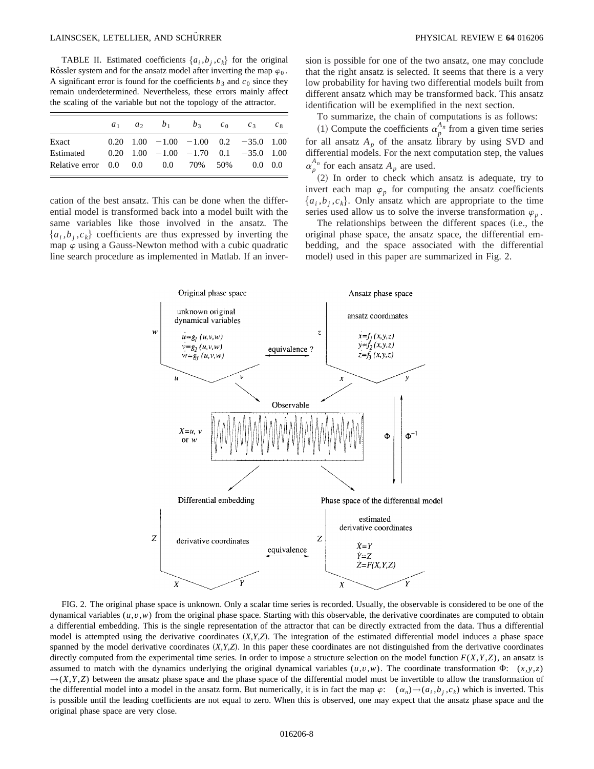TABLE II. Estimated coefficients $\{a_i, b_j, c_k\}$ for the original Rössler system and for the ansatz model after inverting the map $\varphi_0$. A significant error is found for the coefficients $b_3$ and $c_0$ since they remain underdetermined. Nevertheless, these errors mainly affect the scaling of the variable but not the topology of the attractor.

| | $a_1$ | $a_2$ | $b_1$ | $b_3$ | $c_0$ | $c_3$ | $c_8$ |
|---|---|---|---|---|---|---|---|
| Exact | 0.20 | 1.00 | $-1.00$ | $-1.00$ | 0.2 | $-35.0$ | 1.00 |
| Estimated | 0.20 | 1.00 | $-1.00$ | $-1.70$ | 0.1 | $-35.0$ | 1.00 |
| Relative error | 0.0 | 0.0 | 0.0 | 70% | 50% | 0.0 | 0.0 |

cation of the best ansatz. This can be done when the differential model is transformed back into a model built with the same variables like those involved in the ansatz. The $\{a_i, b_j, c_k\}$ coefficients are thus expressed by inverting the map $\varphi$ using a Gauss-Newton method with a cubic quadratic line search procedure as implemented in Matlab. If an inversion is possible for one of the two ansatz, one may conclude that the right ansatz is selected. It seems that there is a very low probability for having two differential models built from different ansatz which may be transformed back. This ansatz identification will be exemplified in the next section.

To summarize, the chain of computations is as follows:

(1) Compute the coefficients $\alpha_p^{A_n}$ from a given time series for all ansatz $A_p$ of the ansatz library by using SVD and differential models. For the next computation step, the values $\alpha_p^{A_n}$ for each ansatz $A_p$ are used.

(2) In order to check which ansatz is adequate, try to invert each map $\varphi_p$ for computing the ansatz coefficients $\{a_i, b_j, c_k\}$. Only ansatz which are appropriate to the time series used allow us to solve the inverse transformation $\varphi_p$.

The relationships between the different spaces (i.e., the original phase space, the ansatz space, the differential embedding, and the space associated with the differential model) used in this paper are summarized in Fig. 2.

FIG. 2. The original phase space is unknown. Only a scalar time series is recorded. Usually, the observable is considered to be one of the dynamical variables $(u,v,w)$ from the original phase space. Starting with this observable, the derivative coordinates are computed to obtain a differential embedding. This is the single representation of the attractor that can be directly extracted from the data. Thus a differential model is attempted using the derivative coordinates $(X,Y,Z)$. The integration of the estimated differential model induces a phase space spanned by the model derivative coordinates $(X,Y,Z)$. In this paper these coordinates are not distinguished from the derivative coordinates directly computed from the experimental time series. In order to impose a structure selection on the model function $F(X,Y,Z)$, an ansatz is assumed to match with the dynamics underlying the original dynamical variables $(u,v,w)$. The coordinate transformation $\Phi$: $(x,y,z) \rightarrow (X,Y,Z)$ between the ansatz phase space and the phase space of the differential model must be invertible to allow the transformation of the differential model into a model in the ansatz form. But numerically, it is in fact the map $\varphi$: $(\alpha_n) \rightarrow (a_i, b_j, c_k)$ which is inverted. This is possible until the leading coefficients are not equal to zero. When this is observed, one may expect that the ansatz phase space and the original phase space are very close.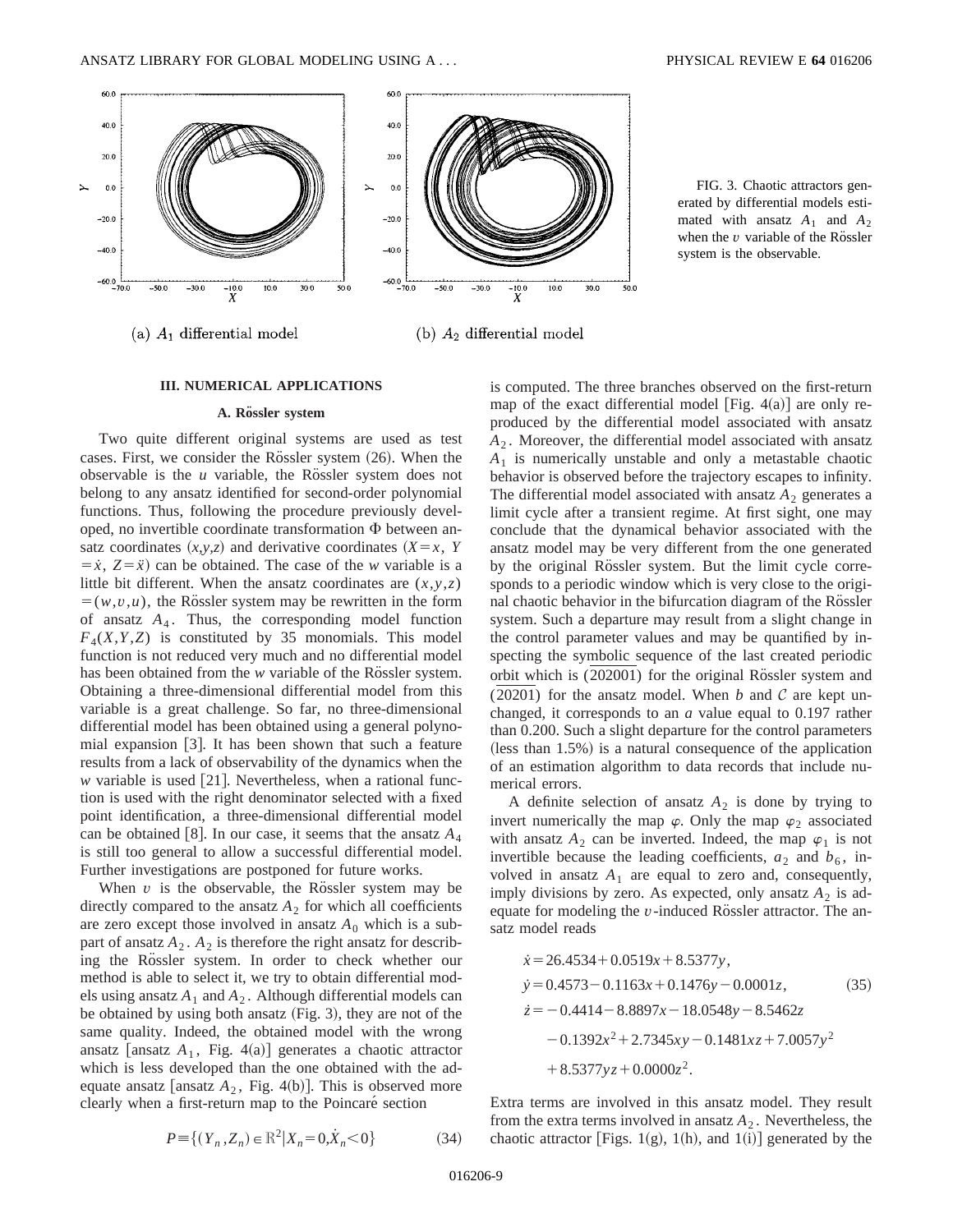FIG. 3. Chaotic attractors generated by differential models estimated with ansatz $A_1$ and $A_2$ when the $v$ variable of the Rössler system is the observable.

(a) $A_1$ differential model (b) $A_2$ differential model

## III. NUMERICAL APPLICATIONS

### A. Rössler system

Two quite different original systems are used as test cases. First, we consider the Rössler system (26). When the observable is the $u$ variable, the Rössler system does not belong to any ansatz identified for second-order polynomial functions. Thus, following the procedure previously developed, no invertible coordinate transformation $\Phi$ between ansatz coordinates $(x,y,z)$ and derivative coordinates $(X=x,\ Y=\dot{x},\ Z=\ddot{x})$ can be obtained. The case of the $w$ variable is a little bit different. When the ansatz coordinates are $(x,y,z)=(w,v,u)$, the Rössler system may be rewritten in the form of ansatz $A_4$. Thus, the corresponding model function $F_4(X,Y,Z)$ is constituted by 35 monomials. This model function is not reduced very much and no differential model has been obtained from the $w$ variable of the Rössler system. Obtaining a three-dimensional differential model from this variable is a great challenge. So far, no three-dimensional differential model has been obtained using a general polynomial expansion [3]. It has been shown that such a feature results from a lack of observability of the dynamics when the $w$ variable is used [21]. Nevertheless, when a rational function is used with the right denominator selected with a fixed point identification, a three-dimensional differential model can be obtained [8]. In our case, it seems that the ansatz $A_4$ is still too general to allow a successful differential model. Further investigations are postponed for future works.

When $v$ is the observable, the Rössler system may be directly compared to the ansatz $A_2$ for which all coefficients are zero except those involved in ansatz $A_0$ which is a subpart of ansatz $A_2$. $A_2$ is therefore the right ansatz for describing the Rössler system. In order to check whether our method is able to select it, we try to obtain differential models using ansatz $A_1$ and $A_2$. Although differential models can be obtained by using both ansatz (Fig. 3), they are not of the same quality. Indeed, the obtained model with the wrong ansatz [ansatz $A_1$, Fig. 4(a)] generates a chaotic attractor which is less developed than the one obtained with the adequate ansatz [ansatz $A_2$, Fig. 4(b)]. This is observed more clearly when a first-return map to the Poincaré section

$$P \equiv \{(Y_n, Z_n) \in \mathbb{R}^2 \,|\, X_n = 0, \dot{X}_n < 0\} \tag{34}$$

is computed. The three branches observed on the first-return map of the exact differential model [Fig. 4(a)] are only reproduced by the differential model associated with ansatz $A_2$. Moreover, the differential model associated with ansatz $A_1$ is numerically unstable and only a metastable chaotic behavior is observed before the trajectory escapes to infinity. The differential model associated with ansatz $A_2$ generates a limit cycle after a transient regime. At first sight, one may conclude that the dynamical behavior associated with the ansatz model may be very different from the one generated by the original Rössler system. But the limit cycle corresponds to a periodic window which is very close to the original chaotic behavior in the bifurcation diagram of the Rössler system. Such a departure may result from a slight change in the control parameter values and may be quantified by inspecting the symbolic sequence of the last created periodic orbit which is $(\overline{202001})$ for the original Rössler system and $(\overline{20201})$ for the ansatz model. When $b$ and $\mathcal{C}$ are kept unchanged, it corresponds to an $a$ value equal to 0.197 rather than 0.200. Such a slight departure for the control parameters (less than 1.5%) is a natural consequence of the application of an estimation algorithm to data records that include numerical errors.

A definite selection of ansatz $A_2$ is done by trying to invert numerically the map $\varphi$. Only the map $\varphi_2$ associated with ansatz $A_2$ can be inverted. Indeed, the map $\varphi_1$ is not invertible because the leading coefficients, $a_2$ and $b_6$, involved in ansatz $A_1$ are equal to zero and, consequently, imply divisions by zero. As expected, only ansatz $A_2$ is adequate for modeling the $v$-induced Rössler attractor. The ansatz model reads

$$\begin{aligned}
\dot{x} &= 26.4534 + 0.0519x + 8.5377y, \\
\dot{y} &= 0.4573 - 0.1163x + 0.1476y - 0.0001z, \\
\dot{z} &= -0.4414 - 8.8897x - 18.0548y - 8.5462z \\
&\quad - 0.1392x^2 + 2.7345xy - 0.1481xz + 7.0057y^2 \\
&\quad + 8.5377yz + 0.0000z^2.
\end{aligned} \tag{35}$$

Extra terms are involved in this ansatz model. They result from the extra terms involved in ansatz $A_2$. Nevertheless, the chaotic attractor [Figs. 1(g), 1(h), and 1(i)] generated by the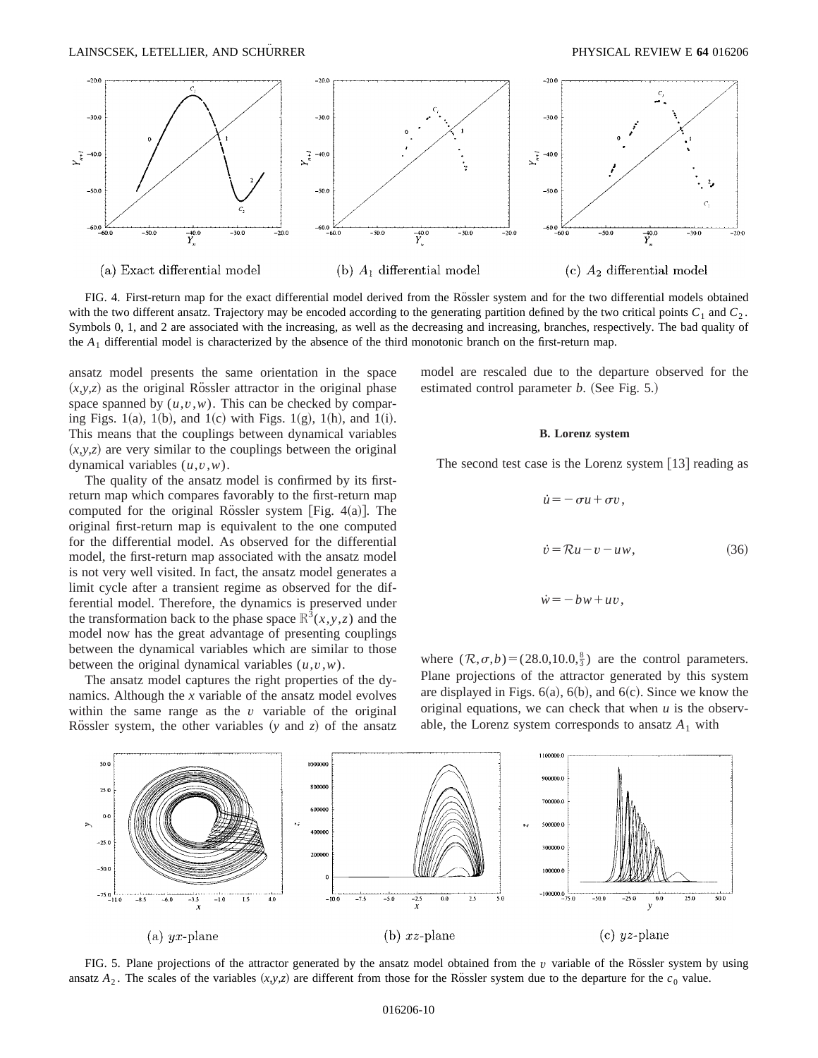FIG. 4. First-return map for the exact differential model derived from the Rössler system and for the two differential models obtained with the two different ansatz. Trajectory may be encoded according to the generating partition defined by the two critical points $C_1$ and $C_2$. Symbols 0, 1, and 2 are associated with the increasing, as well as the decreasing and increasing, branches, respectively. The bad quality of the $A_1$ differential model is characterized by the absence of the third monotonic branch on the first-return map.

(a) Exact differential model (b) $A_1$ differential model (c) $A_2$ differential model

ansatz model presents the same orientation in the space $(x,y,z)$ as the original Rössler attractor in the original phase space spanned by $(u,v,w)$. This can be checked by comparing Figs. 1(a), 1(b), and 1(c) with Figs. 1(g), 1(h), and 1(i). This means that the couplings between dynamical variables $(x,y,z)$ are very similar to the couplings between the original dynamical variables $(u,v,w)$.

The quality of the ansatz model is confirmed by its first-return map which compares favorably to the first-return map computed for the original Rössler system [Fig. 4(a)]. The original first-return map is equivalent to the one computed for the differential model. As observed for the differential model, the first-return map associated with the ansatz model is not very well visited. In fact, the ansatz model generates a limit cycle after a transient regime as observed for the differential model. Therefore, the dynamics is preserved under the transformation back to the phase space $\mathbb{R}^3(x,y,z)$ and the model now has the great advantage of presenting couplings between the dynamical variables which are similar to those between the original dynamical variables $(u,v,w)$.

The ansatz model captures the right properties of the dynamics. Although the $x$ variable of the ansatz model evolves within the same range as the $v$ variable of the original Rössler system, the other variables ($y$ and $z$) of the ansatz model are rescaled due to the departure observed for the estimated control parameter $b$. (See Fig. 5.)

### B. Lorenz system

The second test case is the Lorenz system [13] reading as

$$
\begin{aligned}
\dot{u} &= -\sigma u + \sigma v, \\
\dot{v} &= \mathcal{R}u - v - uw, \qquad (36) \\
\dot{w} &= -bw + uv,
\end{aligned}
$$

where $(\mathcal{R},\sigma,b) = (28.0, 10.0, \frac{8}{3})$ are the control parameters. Plane projections of the attractor generated by this system are displayed in Figs. 6(a), 6(b), and 6(c). Since we know the original equations, we can check that when $u$ is the observable, the Lorenz system corresponds to ansatz $A_1$ with

(a) $yx$-plane (b) $xz$-plane (c) $yz$-plane

FIG. 5. Plane projections of the attractor generated by the ansatz model obtained from the $v$ variable of the Rössler system by using ansatz $A_2$. The scales of the variables $(x,y,z)$ are different from those for the Rössler system due to the departure for the $c_0$ value.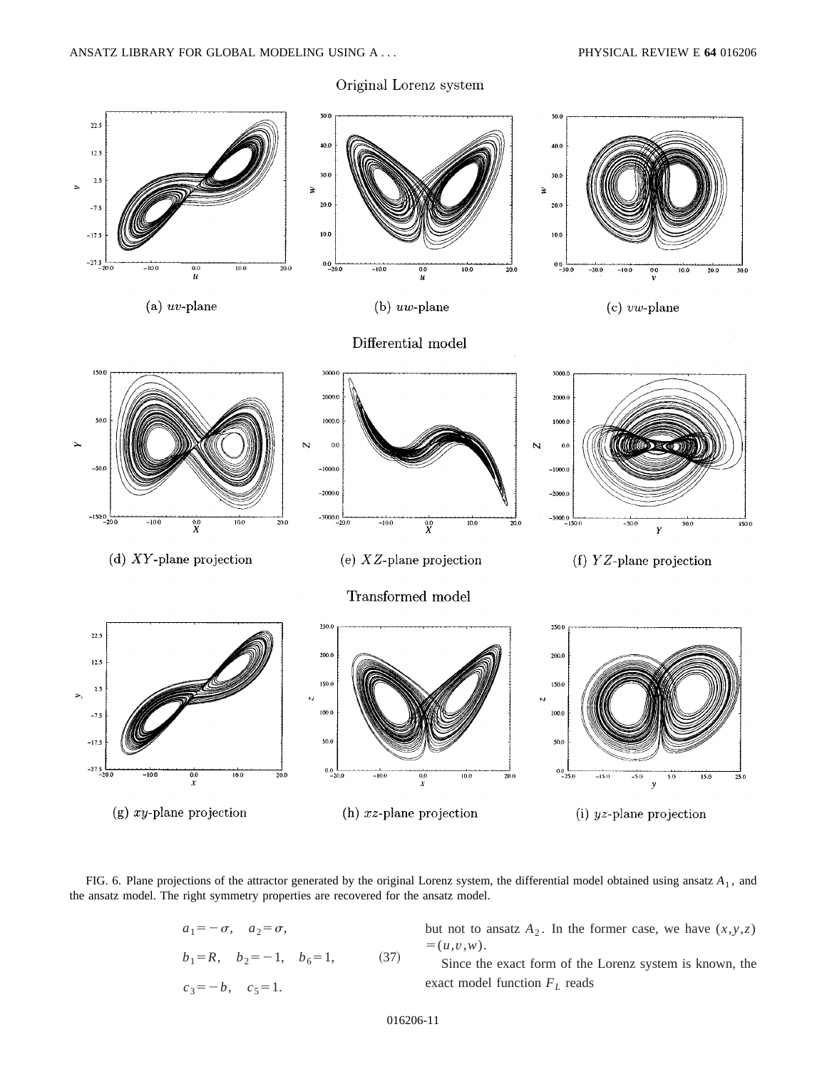FIG. 6. Plane projections of the attractor generated by the original Lorenz system, the differential model obtained using ansatz $A_1$, and the ansatz model. The right symmetry properties are recovered for the ansatz model.

$$
\begin{aligned}
&a_1=-\sigma, \quad a_2=\sigma, \\
&b_1=R, \quad b_2=-1, \quad b_6=1, \qquad (37)\\
&c_3=-b, \quad c_5=1.
\end{aligned}
$$

but not to ansatz $A_2$. In the former case, we have $(x,y,z)=(u,v,w)$.

Since the exact form of the Lorenz system is known, the exact model function $F_L$ reads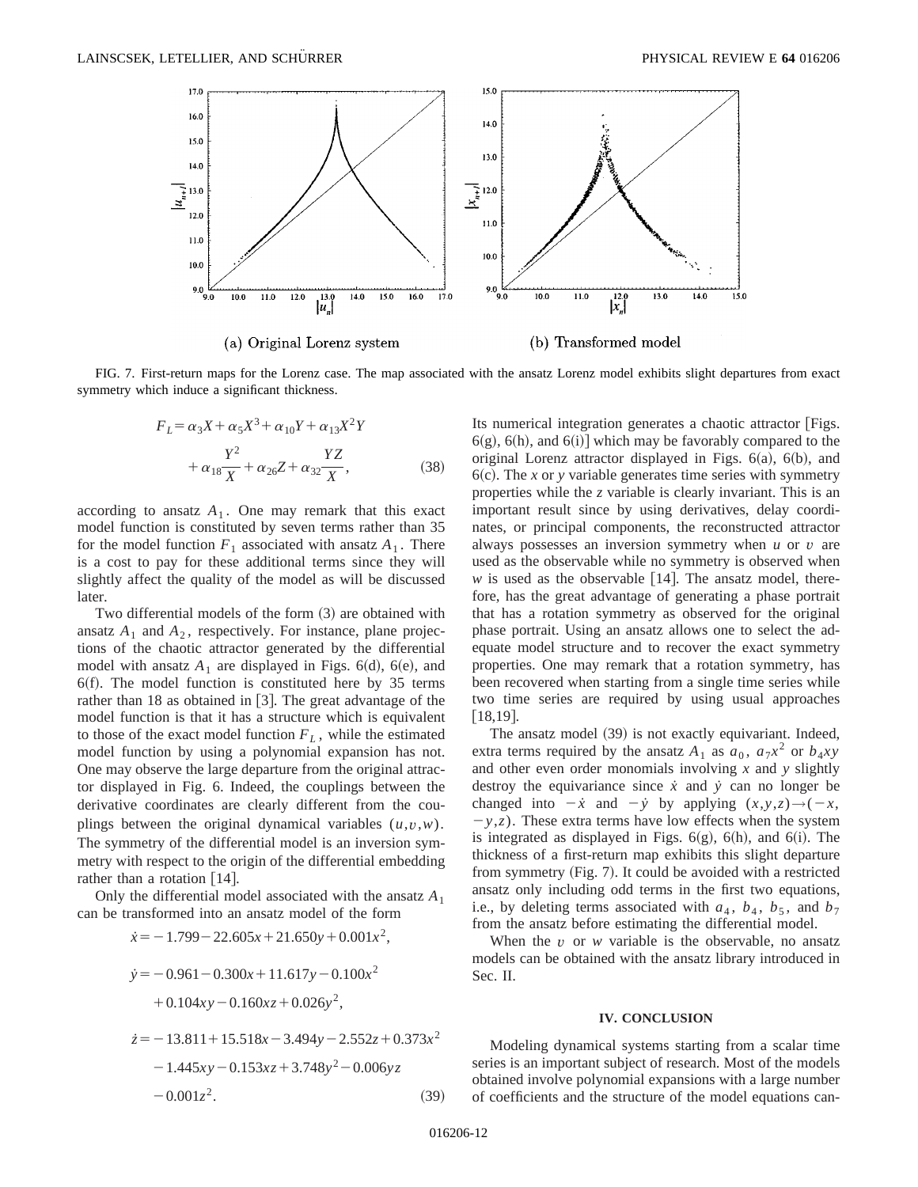(a) Original Lorenz system

(b) Transformed model

FIG. 7. First-return maps for the Lorenz case. The map associated with the ansatz Lorenz model exhibits slight departures from exact symmetry which induce a significant thickness.

$$F_L = \alpha_3 X + \alpha_5 X^3 + \alpha_{10} Y + \alpha_{13} X^2 Y + \alpha_{18} \frac{Y^2}{X} + \alpha_{26} Z + \alpha_{32} \frac{YZ}{X}, \tag{38}$$

according to ansatz $A_1$. One may remark that this exact model function is constituted by seven terms rather than 35 for the model function $F_1$ associated with ansatz $A_1$. There is a cost to pay for these additional terms since they will slightly affect the quality of the model as will be discussed later.

Two differential models of the form (3) are obtained with ansatz $A_1$ and $A_2$, respectively. For instance, plane projections of the chaotic attractor generated by the differential model with ansatz $A_1$ are displayed in Figs. 6(d), 6(e), and 6(f). The model function is constituted here by 35 terms rather than 18 as obtained in [3]. The great advantage of the model function is that it has a structure which is equivalent to those of the exact model function $F_L$, while the estimated model function by using a polynomial expansion has not. One may observe the large departure from the original attractor displayed in Fig. 6. Indeed, the couplings between the derivative coordinates are clearly different from the couplings between the original dynamical variables $(u,v,w)$. The symmetry of the differential model is an inversion symmetry with respect to the origin of the differential embedding rather than a rotation [14].

Only the differential model associated with the ansatz $A_1$ can be transformed into an ansatz model of the form

$$\begin{aligned}
\dot{x} &= -1.799 - 22.605x + 21.650y + 0.001x^2, \\
\dot{y} &= -0.961 - 0.300x + 11.617y - 0.100x^2 \\
&\quad + 0.104xy - 0.160xz + 0.026y^2, \\
\dot{z} &= -13.811 + 15.518x - 3.494y - 2.552z + 0.373x^2 \\
&\quad - 1.445xy - 0.153xz + 3.748y^2 - 0.006yz \\
&\quad - 0.001z^2.
\end{aligned} \tag{39}$$

Its numerical integration generates a chaotic attractor [Figs. 6(g), 6(h), and 6(i)] which may be favorably compared to the original Lorenz attractor displayed in Figs. 6(a), 6(b), and 6(c). The $x$ or $y$ variable generates time series with symmetry properties while the $z$ variable is clearly invariant. This is an important result since by using derivatives, delay coordinates, or principal components, the reconstructed attractor always possesses an inversion symmetry when $u$ or $v$ are used as the observable while no symmetry is observed when $w$ is used as the observable [14]. The ansatz model, therefore, has the great advantage of generating a phase portrait that has a rotation symmetry as observed for the original phase portrait. Using an ansatz allows one to select the adequate model structure and to recover the exact symmetry properties. One may remark that a rotation symmetry, has been recovered when starting from a single time series while two time series are required by using usual approaches [18,19].

The ansatz model (39) is not exactly equivariant. Indeed, extra terms required by the ansatz $A_1$ as $a_0$, $a_7 x^2$ or $b_4 xy$ and other even order monomials involving $x$ and $y$ slightly destroy the equivariance since $\dot{x}$ and $\dot{y}$ can no longer be changed into $-\dot{x}$ and $-\dot{y}$ by applying $(x,y,z) \to (-x, -y, z)$. These extra terms have low effects when the system is integrated as displayed in Figs. 6(g), 6(h), and 6(i). The thickness of a first-return map exhibits this slight departure from symmetry (Fig. 7). It could be avoided with a restricted ansatz only including odd terms in the first two equations, i.e., by deleting terms associated with $a_4$, $b_4$, $b_5$, and $b_7$ from the ansatz before estimating the differential model.

When the $v$ or $w$ variable is the observable, no ansatz models can be obtained with the ansatz library introduced in Sec. II.

## IV. CONCLUSION

Modeling dynamical systems starting from a scalar time series is an important subject of research. Most of the models obtained involve polynomial expansions with a large number of coefficients and the structure of the model equations can-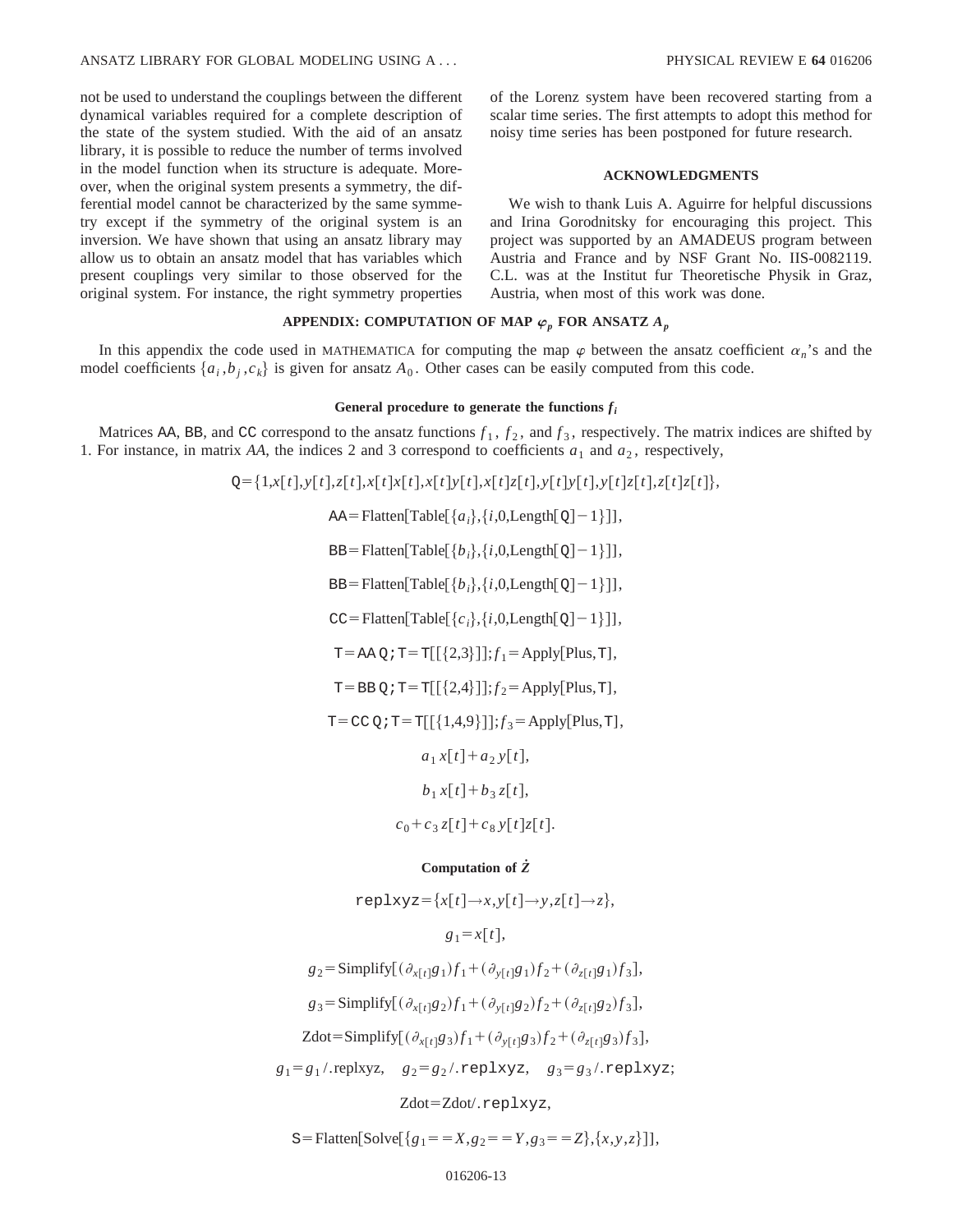not be used to understand the couplings between the different dynamical variables required for a complete description of the state of the system studied. With the aid of an ansatz library, it is possible to reduce the number of terms involved in the model function when its structure is adequate. Moreover, when the original system presents a symmetry, the differential model cannot be characterized by the same symmetry except if the symmetry of the original system is an inversion. We have shown that using an ansatz library may allow us to obtain an ansatz model that has variables which present couplings very similar to those observed for the original system. For instance, the right symmetry properties of the Lorenz system have been recovered starting from a scalar time series. The first attempts to adopt this method for noisy time series has been postponed for future research.

## ACKNOWLEDGMENTS

We wish to thank Luis A. Aguirre for helpful discussions and Irina Gorodnitsky for encouraging this project. This project was supported by an AMADEUS program between Austria and France and by NSF Grant No. IIS-0082119. C.L. was at the Institut fur Theoretische Physik in Graz, Austria, when most of this work was done.

## APPENDIX: COMPUTATION OF MAP $\varphi_p$ FOR ANSATZ $A_p$

In this appendix the code used in MATHEMATICA for computing the map $\varphi$ between the ansatz coefficient $\alpha_n$'s and the model coefficients $\{a_i, b_j, c_k\}$ is given for ansatz $A_0$. Other cases can be easily computed from this code.

### General procedure to generate the functions $f_i$

Matrices AA, BB, and CC correspond to the ansatz functions $f_1$, $f_2$, and $f_3$, respectively. The matrix indices are shifted by 1. For instance, in matrix *AA*, the indices 2 and 3 correspond to coefficients $a_1$ and $a_2$, respectively,

$$\text{Q}=\{1,x[t],y[t],z[t],x[t]x[t],x[t]y[t],x[t]z[t],y[t]y[t],y[t]z[t],z[t]z[t]\},$$

$$\text{AA}=\text{Flatten}[\text{Table}[\{a_i\},\{i,0,\text{Length}[\text{Q}]-1\}]],$$

$$\text{BB}=\text{Flatten}[\text{Table}[\{b_i\},\{i,0,\text{Length}[\text{Q}]-1\}]],$$

$$\text{BB}=\text{Flatten}[\text{Table}[\{b_i\},\{i,0,\text{Length}[\text{Q}]-1\}]],$$

$$\text{CC}=\text{Flatten}[\text{Table}[\{c_i\},\{i,0,\text{Length}[\text{Q}]-1\}]],$$

$$\text{T}=\text{AA Q};\text{T}=\text{T}[[\{2,3\}]];f_1=\text{Apply}[\text{Plus},\text{T}],$$

$$\text{T}=\text{BB Q};\text{T}=\text{T}[[\{2,4\}]];f_2=\text{Apply}[\text{Plus},\text{T}],$$

$$\text{T}=\text{CC Q};\text{T}=\text{T}[[\{1,4,9\}]];f_3=\text{Apply}[\text{Plus},\text{T}],$$

$$a_1\,x[t]+a_2\,y[t],$$

$$b_1\,x[t]+b_3\,z[t],$$

$$c_0+c_3\,z[t]+c_8\,y[t]z[t].$$

### Computation of $\dot{Z}$

$$\text{replxyz}=\{x[t]\to x,y[t]\to y,z[t]\to z\},$$

$$g_1=x[t],$$

$$g_2=\text{Simplify}[(\partial_{x[t]}g_1)f_1+(\partial_{y[t]}g_1)f_2+(\partial_{z[t]}g_1)f_3],$$

$$g_3=\text{Simplify}[(\partial_{x[t]}g_2)f_1+(\partial_{y[t]}g_2)f_2+(\partial_{z[t]}g_2)f_3],$$

$$\text{Zdot}=\text{Simplify}[(\partial_{x[t]}g_3)f_1+(\partial_{y[t]}g_3)f_2+(\partial_{z[t]}g_3)f_3],$$

$$g_1=g_1/.\text{replxyz},\quad g_2=g_2/.\text{replxyz},\quad g_3=g_3/.\text{replxyz};$$

$$\text{Zdot}=\text{Zdot}/.\text{replxyz},$$

$$\text{S}=\text{Flatten}[\text{Solve}[\{g_1==X,g_2==Y,g_3==Z\},\{x,y,z\}]],$$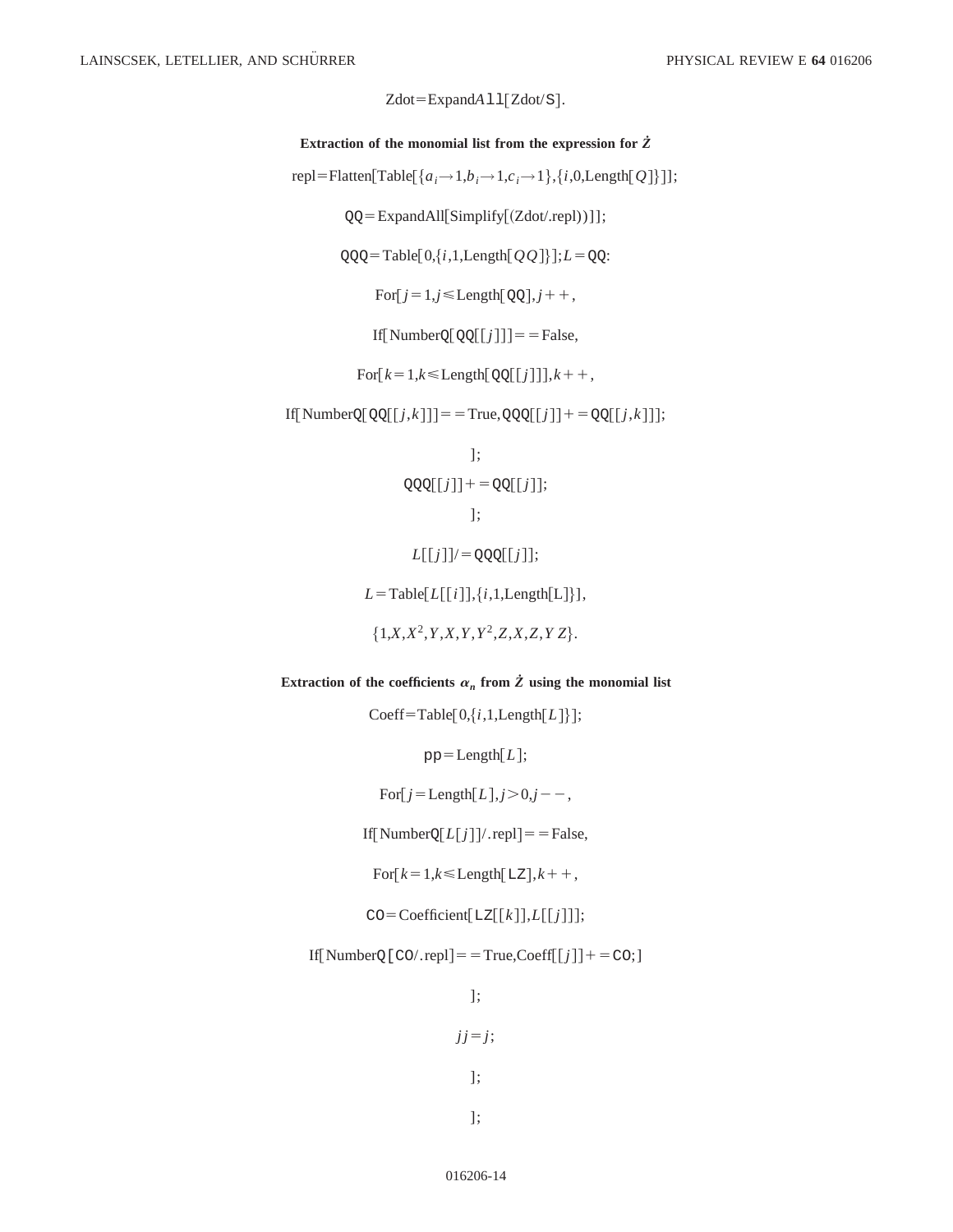```
Zdot=ExpandAll[Zdot/S].
```

**Extraction of the monomial list from the expression for $\dot{Z}$**

```
repl=Flatten[Table[{a_i→1,b_i→1,c_i→1},{i,0,Length[Q]}]];

QQ=ExpandAll[Simplify[(Zdot/.repl))]];

QQQ=Table[0,{i,1,Length[QQ]}];L=QQ:

For[j=1,j≤Length[QQ],j++,

If[NumberQ[QQ[[j]]]==False,

For[k=1,k≤Length[QQ[[j]]],k++,

If[NumberQ[QQ[[j,k]]]==True,QQQ[[j]]+=QQ[[j,k]]];

];

QQQ[[j]]+=QQ[[j]];

];

L[[j]]/=QQQ[[j]];

L=Table[L[[i]],{i,1,Length[L]}],
```

$$\{1,X,X^2,Y,X,Y,Y^2,Z,X,Z,Y\,Z\}.$$

**Extraction of the coefficients $\alpha_n$ from $\dot{Z}$ using the monomial list**

```
Coeff=Table[0,{i,1,Length[L]}];

pp=Length[L];

For[j=Length[L],j>0,j--,

If[NumberQ[L[j]]/.repl]==False,

For[k=1,k≤Length[LZ],k++,

CO=Coefficient[LZ[[k]],L[[j]]];

If[NumberQ[CO/.repl]==True,Coeff[[j]]+=CO;]

];

jj=j;

];

];
```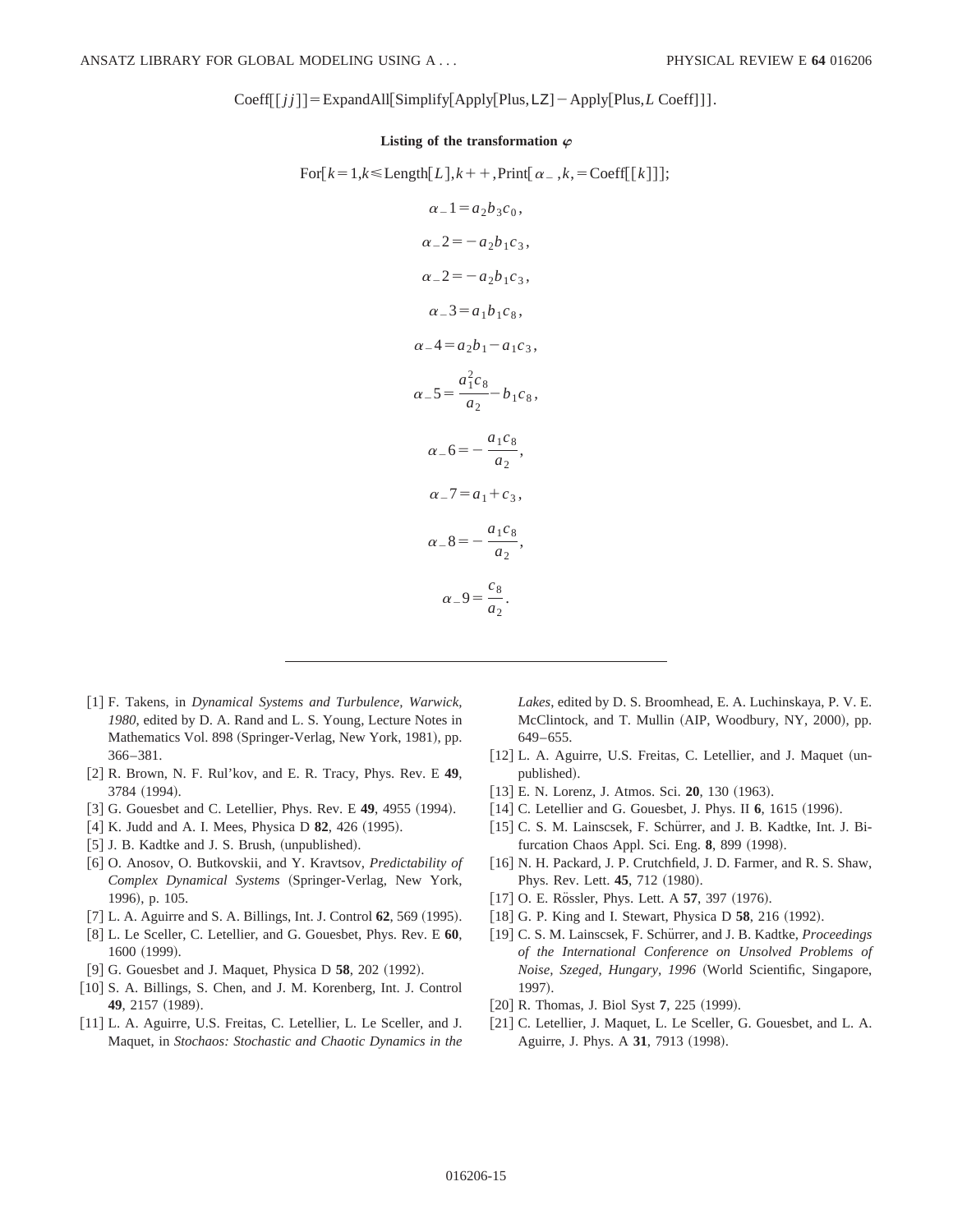Coeff[[ $jj$ ]] = ExpandAll[Simplify[Apply[Plus, LZ] − Apply[Plus, $L$ Coeff]]].

**Listing of the transformation $\varphi$**

For[ $k=1, k \leq$ Length[ $L$ ], $k$++, Print[ $\alpha\_$, $k$, = Coeff[[ $k$ ]]]];

$$\alpha\_1 = a_2 b_3 c_0,$$

$$\alpha\_2 = -a_2 b_1 c_3,$$

$$\alpha\_2 = -a_2 b_1 c_3,$$

$$\alpha\_3 = a_1 b_1 c_8,$$

$$\alpha\_4 = a_2 b_1 - a_1 c_3,$$

$$\alpha\_5 = \frac{a_1^2 c_8}{a_2} - b_1 c_8,$$

$$\alpha\_6 = -\frac{a_1 c_8}{a_2},$$

$$\alpha\_7 = a_1 + c_3,$$

$$\alpha\_8 = -\frac{a_1 c_8}{a_2},$$

$$\alpha\_9 = \frac{c_8}{a_2}.$$

---

[1] F. Takens, in *Dynamical Systems and Turbulence, Warwick, 1980*, edited by D. A. Rand and L. S. Young, Lecture Notes in Mathematics Vol. 898 (Springer-Verlag, New York, 1981), pp. 366–381.

[2] R. Brown, N. F. Rul'kov, and E. R. Tracy, Phys. Rev. E **49**, 3784 (1994).

[3] G. Gouesbet and C. Letellier, Phys. Rev. E **49**, 4955 (1994).

[4] K. Judd and A. I. Mees, Physica D **82**, 426 (1995).

[5] J. B. Kadtke and J. S. Brush, (unpublished).

[6] O. Anosov, O. Butkovskii, and Y. Kravtsov, *Predictability of Complex Dynamical Systems* (Springer-Verlag, New York, 1996), p. 105.

[7] L. A. Aguirre and S. A. Billings, Int. J. Control **62**, 569 (1995).

[8] L. Le Sceller, C. Letellier, and G. Gouesbet, Phys. Rev. E **60**, 1600 (1999).

[9] G. Gouesbet and J. Maquet, Physica D **58**, 202 (1992).

[10] S. A. Billings, S. Chen, and J. M. Korenberg, Int. J. Control **49**, 2157 (1989).

[11] L. A. Aguirre, U.S. Freitas, C. Letellier, L. Le Sceller, and J. Maquet, in *Stochaos: Stochastic and Chaotic Dynamics in the Lakes*, edited by D. S. Broomhead, E. A. Luchinskaya, P. V. E. McClintock, and T. Mullin (AIP, Woodbury, NY, 2000), pp. 649–655.

[12] L. A. Aguirre, U.S. Freitas, C. Letellier, and J. Maquet (unpublished).

[13] E. N. Lorenz, J. Atmos. Sci. **20**, 130 (1963).

[14] C. Letellier and G. Gouesbet, J. Phys. II **6**, 1615 (1996).

[15] C. S. M. Lainscsek, F. Schürrer, and J. B. Kadtke, Int. J. Bifurcation Chaos Appl. Sci. Eng. **8**, 899 (1998).

[16] N. H. Packard, J. P. Crutchfield, J. D. Farmer, and R. S. Shaw, Phys. Rev. Lett. **45**, 712 (1980).

[17] O. E. Rössler, Phys. Lett. A **57**, 397 (1976).

[18] G. P. King and I. Stewart, Physica D **58**, 216 (1992).

[19] C. S. M. Lainscsek, F. Schürrer, and J. B. Kadtke, *Proceedings of the International Conference on Unsolved Problems of Noise, Szeged, Hungary, 1996* (World Scientific, Singapore, 1997).

[20] R. Thomas, J. Biol Syst **7**, 225 (1999).

[21] C. Letellier, J. Maquet, L. Le Sceller, G. Gouesbet, and L. A. Aguirre, J. Phys. A **31**, 7913 (1998).